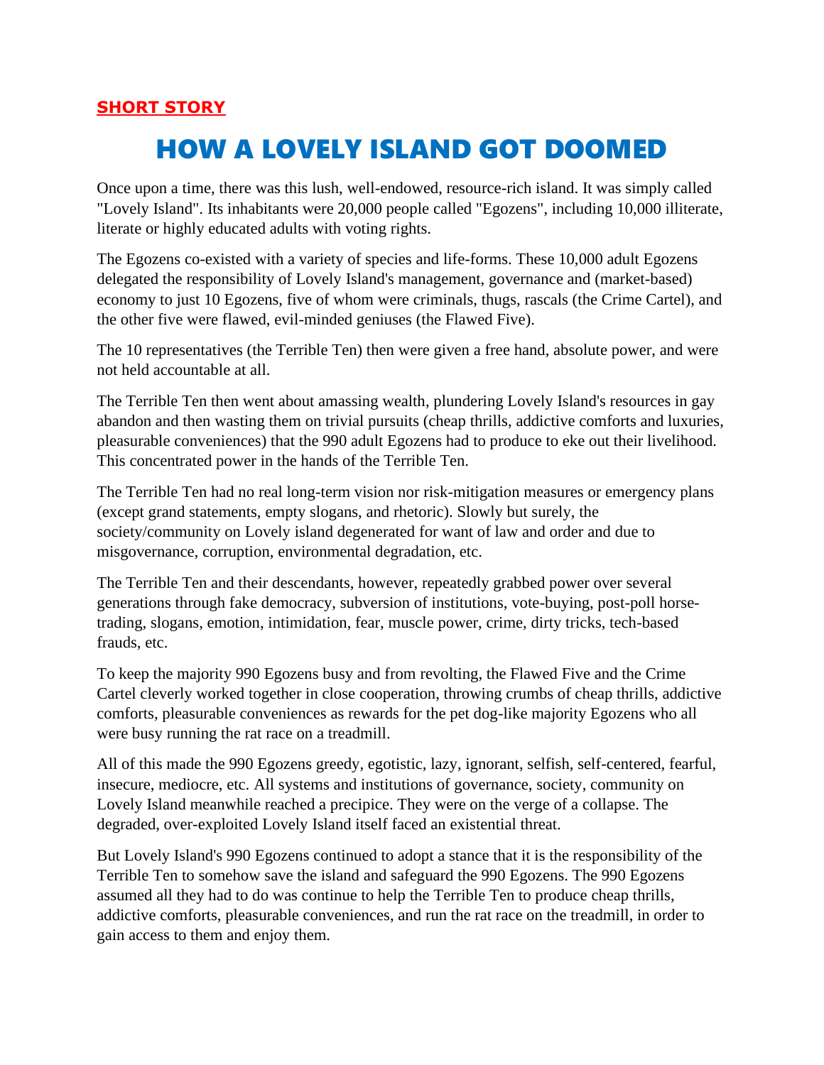**SHORT STORY**

# HOW A LOVELY ISLAND GOT DOOMED

Once upon a time, there was this lush, well-endowed, resource-rich island. It was simply called "Lovely Island". Its inhabitants were 20,000 people called "Egozens", including 10,000 illiterate, literate or highly educated adults with voting rights.

The Egozens co-existed with a variety of species and life-forms. These 10,000 adult Egozens delegated the responsibility of Lovely Island's management, governance and (market-based) economy to just 10 Egozens, five of whom were criminals, thugs, rascals (the Crime Cartel), and the other five were flawed, evil-minded geniuses (the Flawed Five).

The 10 representatives (the Terrible Ten) then were given a free hand, absolute power, and were not held accountable at all.

The Terrible Ten then went about amassing wealth, plundering Lovely Island's resources in gay abandon and then wasting them on trivial pursuits (cheap thrills, addictive comforts and luxuries, pleasurable conveniences) that the 990 adult Egozens had to produce to eke out their livelihood. This concentrated power in the hands of the Terrible Ten.

The Terrible Ten had no real long-term vision nor risk-mitigation measures or emergency plans (except grand statements, empty slogans, and rhetoric). Slowly but surely, the society/community on Lovely island degenerated for want of law and order and due to misgovernance, corruption, environmental degradation, etc.

The Terrible Ten and their descendants, however, repeatedly grabbed power over several generations through fake democracy, subversion of institutions, vote-buying, post-poll horse-trading, slogans, emotion, intimidation, fear, muscle power, crime, dirty tricks, tech-based frauds, etc.

To keep the majority 990 Egozens busy and from revolting, the Flawed Five and the Crime Cartel cleverly worked together in close cooperation, throwing crumbs of cheap thrills, addictive comforts, pleasurable conveniences as rewards for the pet dog-like majority Egozens who all were busy running the rat race on a treadmill.

All of this made the 990 Egozens greedy, egotistic, lazy, ignorant, selfish, self-centered, fearful, insecure, mediocre, etc. All systems and institutions of governance, society, community on Lovely Island meanwhile reached a precipice. They were on the verge of a collapse. The degraded, over-exploited Lovely Island itself faced an existential threat.

But Lovely Island's 990 Egozens continued to adopt a stance that it is the responsibility of the Terrible Ten to somehow save the island and safeguard the 990 Egozens. The 990 Egozens assumed all they had to do was continue to help the Terrible Ten to produce cheap thrills, addictive comforts, pleasurable conveniences, and run the rat race on the treadmill, in order to gain access to them and enjoy them.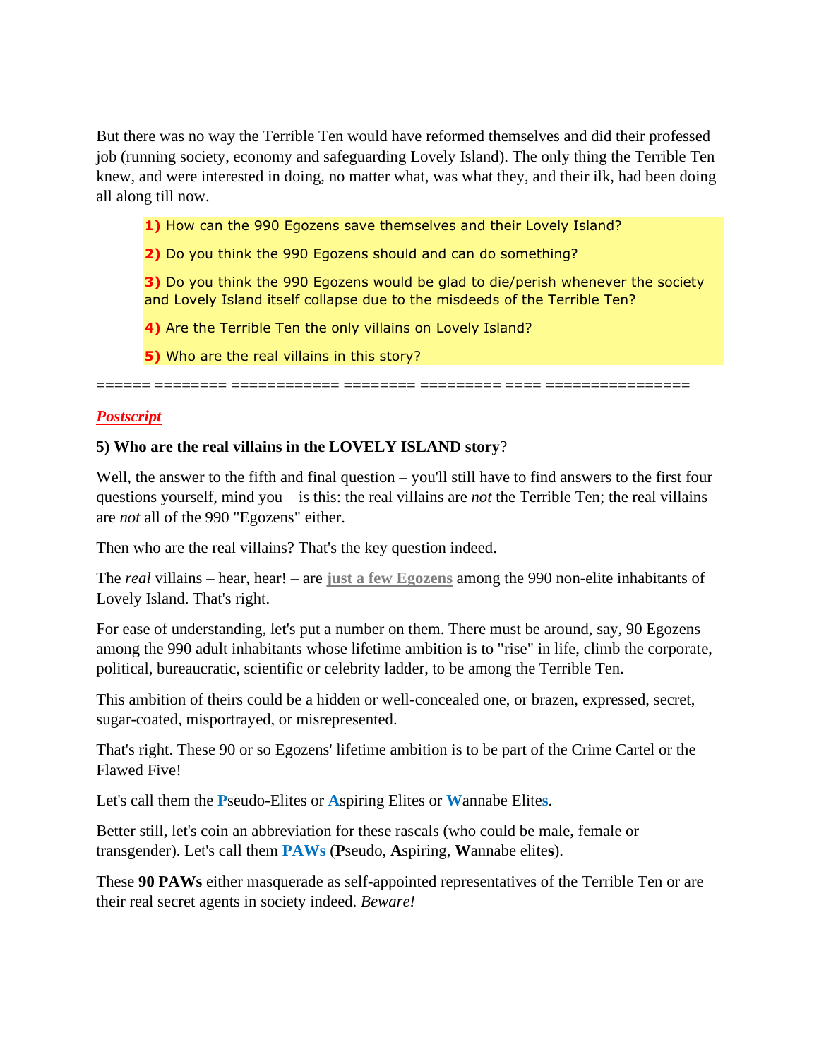But there was no way the Terrible Ten would have reformed themselves and did their professed job (running society, economy and safeguarding Lovely Island). The only thing the Terrible Ten knew, and were interested in doing, no matter what, was what they, and their ilk, had been doing all along till now.

> **1)** How can the 990 Egozens save themselves and their Lovely Island?
>
> **2)** Do you think the 990 Egozens should and can do something?
>
> **3)** Do you think the 990 Egozens would be glad to die/perish whenever the society and Lovely Island itself collapse due to the misdeeds of the Terrible Ten?
>
> **4)** Are the Terrible Ten the only villains on Lovely Island?
>
> **5)** Who are the real villains in this story?

====== ======== ============ ======== ========= ==== ================

***Postscript***

**5) Who are the real villains in the LOVELY ISLAND story**?

Well, the answer to the fifth and final question – you'll still have to find answers to the first four questions yourself, mind you – is this: the real villains are *not* the Terrible Ten; the real villains are *not* all of the 990 "Egozens" either.

Then who are the real villains? That's the key question indeed.

The *real* villains – hear, hear! – are **just a few Egozens** among the 990 non-elite inhabitants of Lovely Island. That's right.

For ease of understanding, let's put a number on them. There must be around, say, 90 Egozens among the 990 adult inhabitants whose lifetime ambition is to "rise" in life, climb the corporate, political, bureaucratic, scientific or celebrity ladder, to be among the Terrible Ten.

This ambition of theirs could be a hidden or well-concealed one, or brazen, expressed, secret, sugar-coated, misportrayed, or misrepresented.

That's right. These 90 or so Egozens' lifetime ambition is to be part of the Crime Cartel or the Flawed Five!

Let's call them the **P**seudo-Elites or **A**spiring Elites or **W**annabe Elite**s**.

Better still, let's coin an abbreviation for these rascals (who could be male, female or transgender). Let's call them **PAWs** (**P**seudo, **A**spiring, **W**annabe elite**s**).

These **90 PAWs** either masquerade as self-appointed representatives of the Terrible Ten or are their real secret agents in society indeed. *Beware!*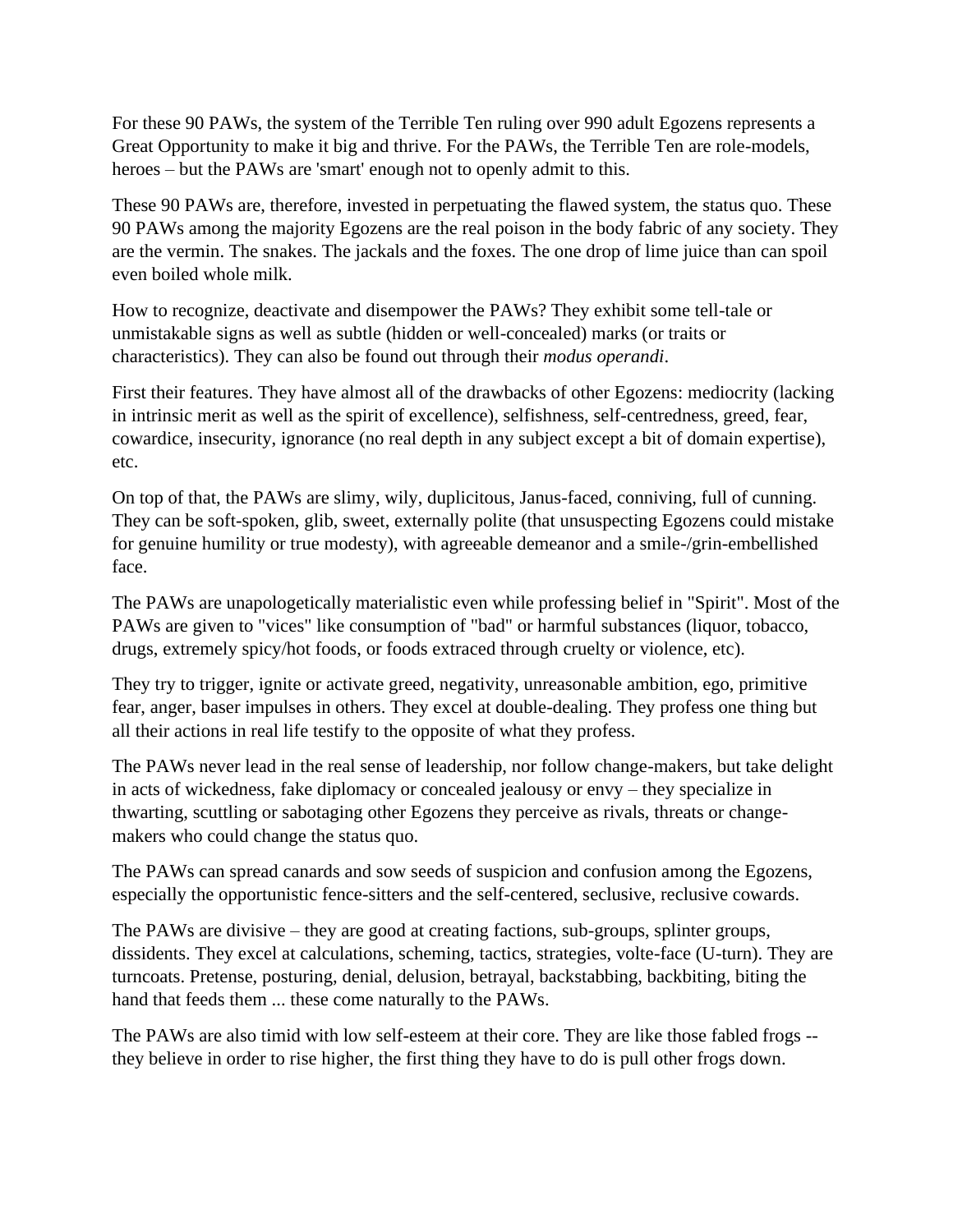For these 90 PAWs, the system of the Terrible Ten ruling over 990 adult Egozens represents a Great Opportunity to make it big and thrive. For the PAWs, the Terrible Ten are role-models, heroes – but the PAWs are 'smart' enough not to openly admit to this.

These 90 PAWs are, therefore, invested in perpetuating the flawed system, the status quo. These 90 PAWs among the majority Egozens are the real poison in the body fabric of any society. They are the vermin. The snakes. The jackals and the foxes. The one drop of lime juice than can spoil even boiled whole milk.

How to recognize, deactivate and disempower the PAWs? They exhibit some tell-tale or unmistakable signs as well as subtle (hidden or well-concealed) marks (or traits or characteristics). They can also be found out through their *modus operandi*.

First their features. They have almost all of the drawbacks of other Egozens: mediocrity (lacking in intrinsic merit as well as the spirit of excellence), selfishness, self-centredness, greed, fear, cowardice, insecurity, ignorance (no real depth in any subject except a bit of domain expertise), etc.

On top of that, the PAWs are slimy, wily, duplicitous, Janus-faced, conniving, full of cunning. They can be soft-spoken, glib, sweet, externally polite (that unsuspecting Egozens could mistake for genuine humility or true modesty), with agreeable demeanor and a smile-/grin-embellished face.

The PAWs are unapologetically materialistic even while professing belief in "Spirit". Most of the PAWs are given to "vices" like consumption of "bad" or harmful substances (liquor, tobacco, drugs, extremely spicy/hot foods, or foods extraced through cruelty or violence, etc).

They try to trigger, ignite or activate greed, negativity, unreasonable ambition, ego, primitive fear, anger, baser impulses in others. They excel at double-dealing. They profess one thing but all their actions in real life testify to the opposite of what they profess.

The PAWs never lead in the real sense of leadership, nor follow change-makers, but take delight in acts of wickedness, fake diplomacy or concealed jealousy or envy – they specialize in thwarting, scuttling or sabotaging other Egozens they perceive as rivals, threats or change-makers who could change the status quo.

The PAWs can spread canards and sow seeds of suspicion and confusion among the Egozens, especially the opportunistic fence-sitters and the self-centered, seclusive, reclusive cowards.

The PAWs are divisive – they are good at creating factions, sub-groups, splinter groups, dissidents. They excel at calculations, scheming, tactics, strategies, volte-face (U-turn). They are turncoats. Pretense, posturing, denial, delusion, betrayal, backstabbing, backbiting, biting the hand that feeds them ... these come naturally to the PAWs.

The PAWs are also timid with low self-esteem at their core. They are like those fabled frogs -- they believe in order to rise higher, the first thing they have to do is pull other frogs down.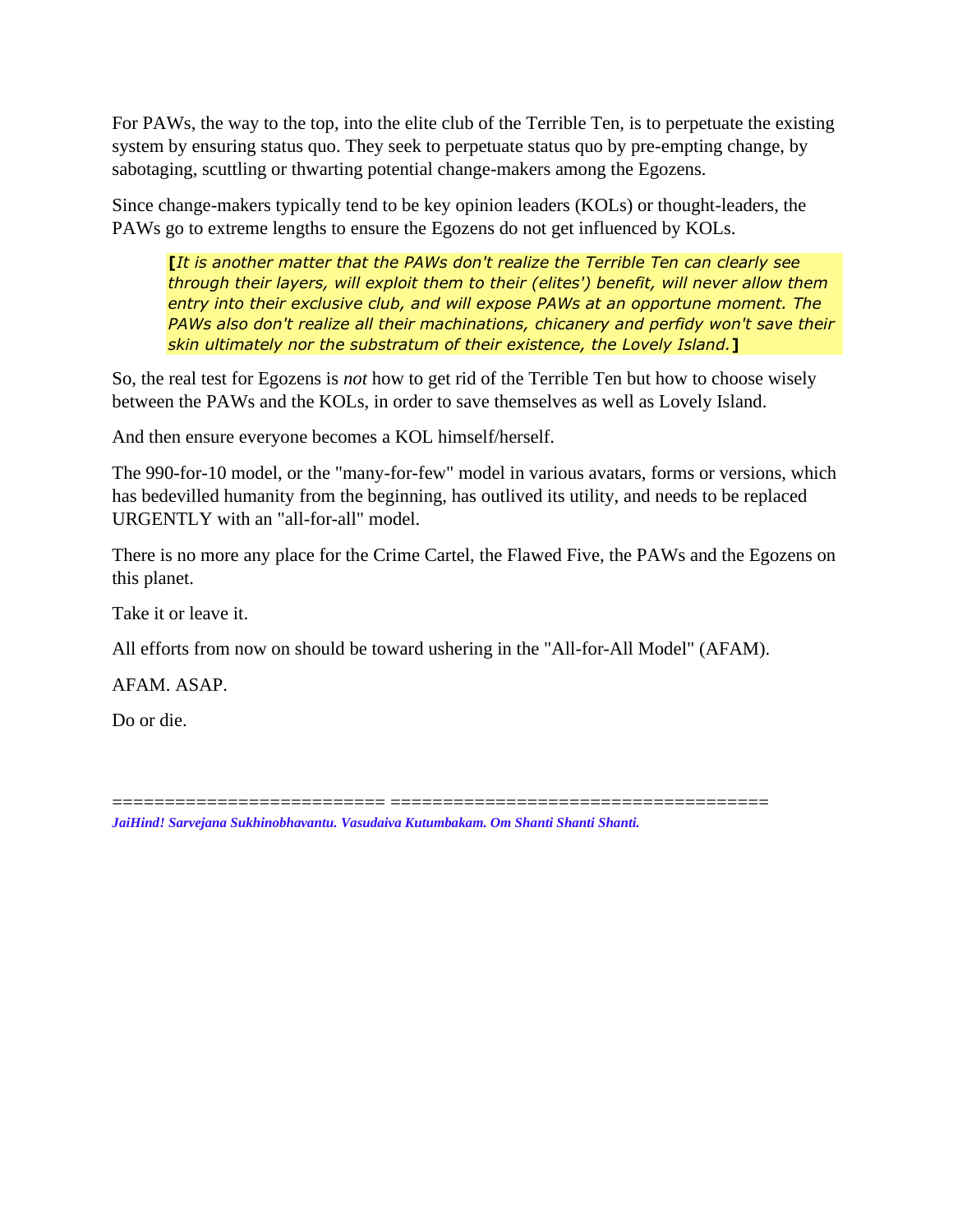For PAWs, the way to the top, into the elite club of the Terrible Ten, is to perpetuate the existing system by ensuring status quo. They seek to perpetuate status quo by pre-empting change, by sabotaging, scuttling or thwarting potential change-makers among the Egozens.

Since change-makers typically tend to be key opinion leaders (KOLs) or thought-leaders, the PAWs go to extreme lengths to ensure the Egozens do not get influenced by KOLs.

> **[***It is another matter that the PAWs don't realize the Terrible Ten can clearly see through their layers, will exploit them to their (elites') benefit, will never allow them entry into their exclusive club, and will expose PAWs at an opportune moment. The PAWs also don't realize all their machinations, chicanery and perfidy won't save their skin ultimately nor the substratum of their existence, the Lovely Island.***]**

So, the real test for Egozens is *not* how to get rid of the Terrible Ten but how to choose wisely between the PAWs and the KOLs, in order to save themselves as well as Lovely Island.

And then ensure everyone becomes a KOL himself/herself.

The 990-for-10 model, or the "many-for-few" model in various avatars, forms or versions, which has bedevilled humanity from the beginning, has outlived its utility, and needs to be replaced URGENTLY with an "all-for-all" model.

There is no more any place for the Crime Cartel, the Flawed Five, the PAWs and the Egozens on this planet.

Take it or leave it.

All efforts from now on should be toward ushering in the "All-for-All Model" (AFAM).

AFAM. ASAP.

Do or die.

========================= ===================================

***JaiHind! Sarvejana Sukhinobhavantu. Vasudaiva Kutumbakam. Om Shanti Shanti Shanti.***